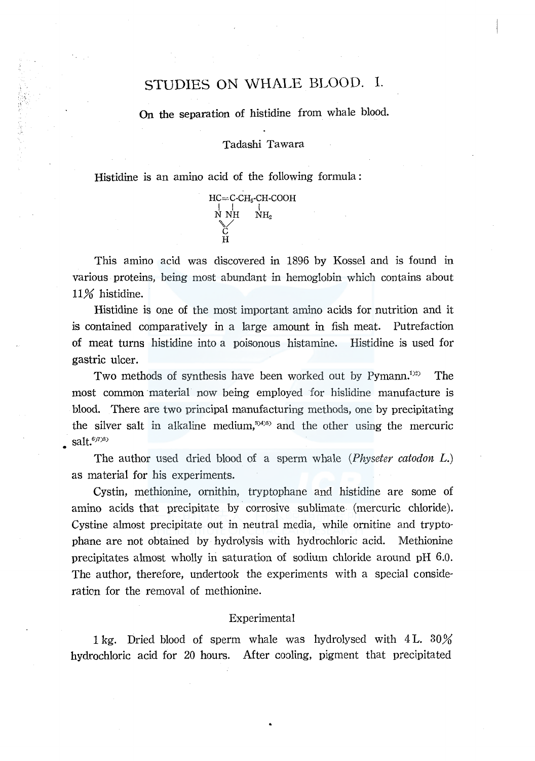# STUDIES ON WHALE BLOOD. I.

## On the separation of histidine from whale blood.

Tadashi Tawara

Histidine is an amino acid of the following formula:

```
HC=C-CH2-CH-COOH
 |  |      |
 N  NH     NH2
  \/
  C
  H
```

This amino acid was discovered in 1896 by Kossel and is found in various proteins, being most abundant in hemoglobin which contains about 11% histidine.

Histidine is one of the most important amino acids for nutrition and it is contained comparatively in a large amount in fish meat. Putrefaction of meat turns histidine into a poisonous histamine. Histidine is used for gastric ulcer.

Two methods of synthesis have been worked out by Pymann.[1)2)] The most common material now being employed for hislidine manufacture is blood. There are two principal manufacturing methods, one by precipitating the silver salt in alkaline medium,[3)4)5)] and the other using the mercuric salt.[6)7)8)]

The author used dried blood of a sperm whale (*Physeter catodon L.*) as material for his experiments.

Cystin, methionine, ornithin, tryptophane and histidine are some of amino acids that precipitate by corrosive sublimate (mercuric chloride). Cystine almost precipitate out in neutral media, while ornitine and tryptophane are not obtained by hydrolysis with hydrochloric acid. Methionine precipitates almost wholly in saturation of sodium chloride around pH 6.0. The author, therefore, undertook the experiments with a special consideraticn for the removal of methionine.

### Experimental

1 kg. Dried blood of sperm whale was hydrolysed with 4 L. 30% hydrochloric acid for 20 hours. After cooling, pigment that precipitated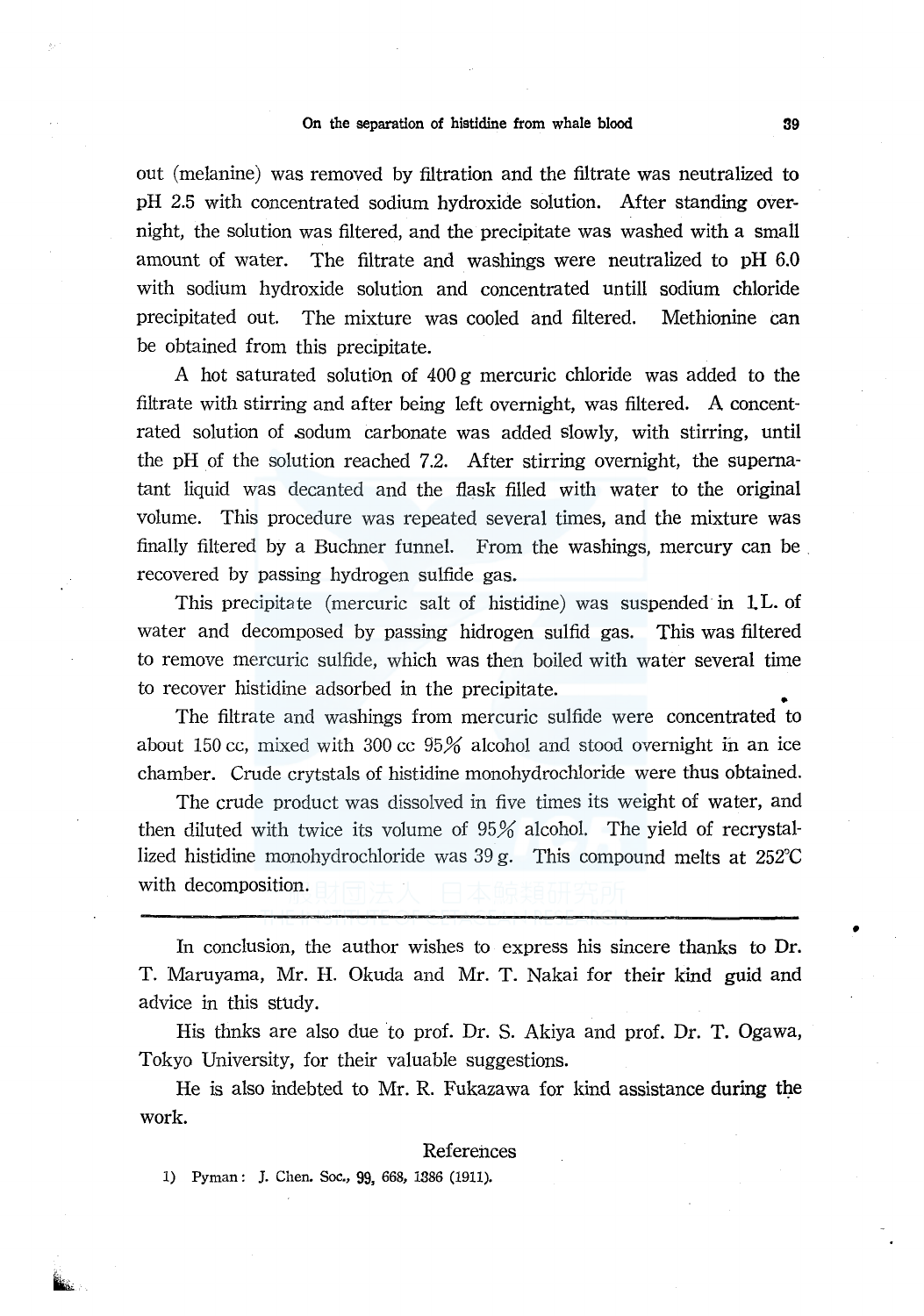out (melanine) was removed by filtration and the filtrate was neutralized to pH 2.5 with concentrated sodium hydroxide solution. After standing overnight, the solution was filtered, and the precipitate was washed with a small amount of water. The filtrate and washings were neutralized to pH 6.0 with sodium hydroxide solution and concentrated untill sodium chloride precipitated out. The mixture was cooled and filtered. Methionine can be obtained from this precipitate.

A hot saturated solution of 400 g mercuric chloride was added to the filtrate with stirring and after being left overnight, was filtered. A concentrated solution of sodum carbonate was added slowly, with stirring, until the pH of the solution reached 7.2. After stirring overnight, the supernatant liquid was decanted and the flask filled with water to the original volume. This procedure was repeated several times, and the mixture was finally filtered by a Buchner funnel. From the washings, mercury can be recovered by passing hydrogen sulfide gas.

This precipitate (mercuric salt of histidine) was suspended in 1 L. of water and decomposed by passing hidrogen sulfid gas. This was filtered to remove mercuric sulfide, which was then boiled with water several time to recover histidine adsorbed in the precipitate.

The filtrate and washings from mercuric sulfide were concentrated to about 150 cc, mixed with 300 cc 95% alcohol and stood overnight in an ice chamber. Crude crytstals of histidine monohydrochloride were thus obtained.

The crude product was dissolved in five times its weight of water, and then diluted with twice its volume of 95% alcohol. The yield of recrystallized histidine monohydrochloride was 39 g. This compound melts at 252°C with decomposition.

---

In conclusion, the author wishes to express his sincere thanks to Dr. T. Maruyama, Mr. H. Okuda and Mr. T. Nakai for their kind guid and advice in this study.

His thnks are also due to prof. Dr. S. Akiya and prof. Dr. T. Ogawa, Tokyo University, for their valuable suggestions.

He is also indebted to Mr. R. Fukazawa for kind assistance during the work.

## References

1) Pyman: J. Chen. Soc., **99**, 668, 1386 (1911).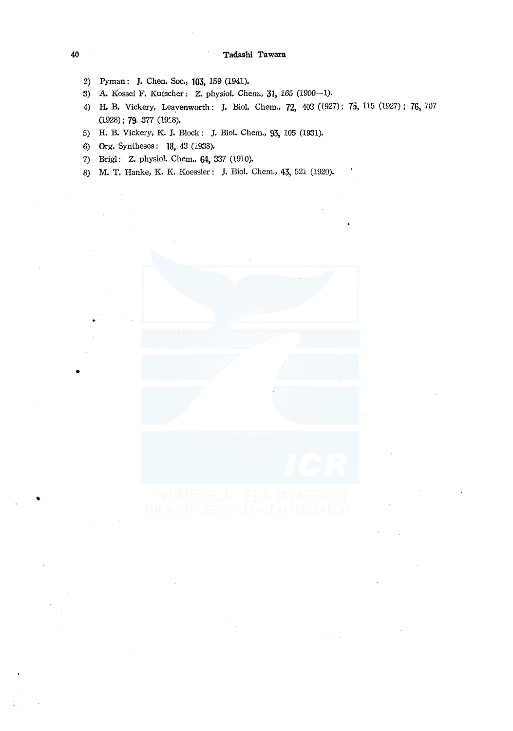2) Pyman: J. Chen. Soc., **103**, 159 (1941).
3) A. Kossel F. Kutscher: Z. physiol. Chem., **31**, 165 (1900—1).
4) H. B. Vickery, Leavenworth: J. Biol. Chem., **72**, 403 (1927); **75**, 115 (1927); **76**, 707 (1928); **79**. 377 (1928).
5) H. B. Vickery, K. J. Block: J. Biol. Chem., **93**, 105 (1931).
6) Org. Syntheses: **18**, 43 (1938).
7) Brigl: Z. physiol. Chem., **64**, 337 (1910).
8) M. T. Hanke, K. K. Koessler: J. Biol. Chem., **43**, 521 (1920).